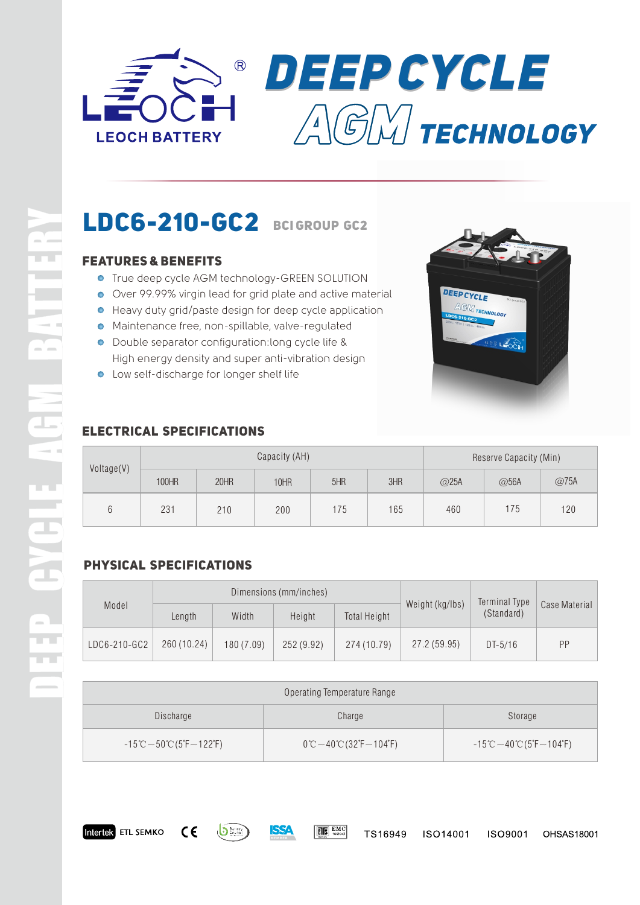LEOCH® LEOCH BATTERY

# DEEP CYCLE AGM TECHNOLOGY

DEEP CYCLE AGM BATTERY

## LDC6-210-GC2 BCI GROUP GC2

### FEATURES & BENEFITS

- True deep cycle AGM technology-GREEN SOLUTION
- Over 99.99% virgin lead for grid plate and active material
- Heavy duty grid/paste design for deep cycle application
- Maintenance free, non-spillable, valve-regulated
- Double separator configuration:long cycle life & High energy density and super anti-vibration design
- Low self-discharge for longer shelf life

### ELECTRICAL SPECIFICATIONS

| Voltage(V) | Capacity (AH) | | | | | Reserve Capacity (Min) | | |
|---|---|---|---|---|---|---|---|---|
| | 100HR | 20HR | 10HR | 5HR | 3HR | @25A | @56A | @75A |
| 6 | 231 | 210 | 200 | 175 | 165 | 460 | 175 | 120 |

### PHYSICAL SPECIFICATIONS

| Model | Dimensions (mm/inches) | | | | Weight (kg/lbs) | Terminal Type (Standard) | Case Material |
|---|---|---|---|---|---|---|---|
| | Length | Width | Height | Total Height | | | |
| LDC6-210-GC2 | 260 (10.24) | 180 (7.09) | 252 (9.92) | 274 (10.79) | 27.2 (59.95) | DT-5/16 | PP |

| Operating Temperature Range | | |
|---|---|---|
| Discharge | Charge | Storage |
| -15℃～50℃(5℉～122℉) | 0℃～40℃(32℉～104℉) | -15℃～40℃(5℉～104℉) |

Intertek ETL SEMKO CE ISSA EMC TS16949 ISO14001 ISO9001 OHSAS18001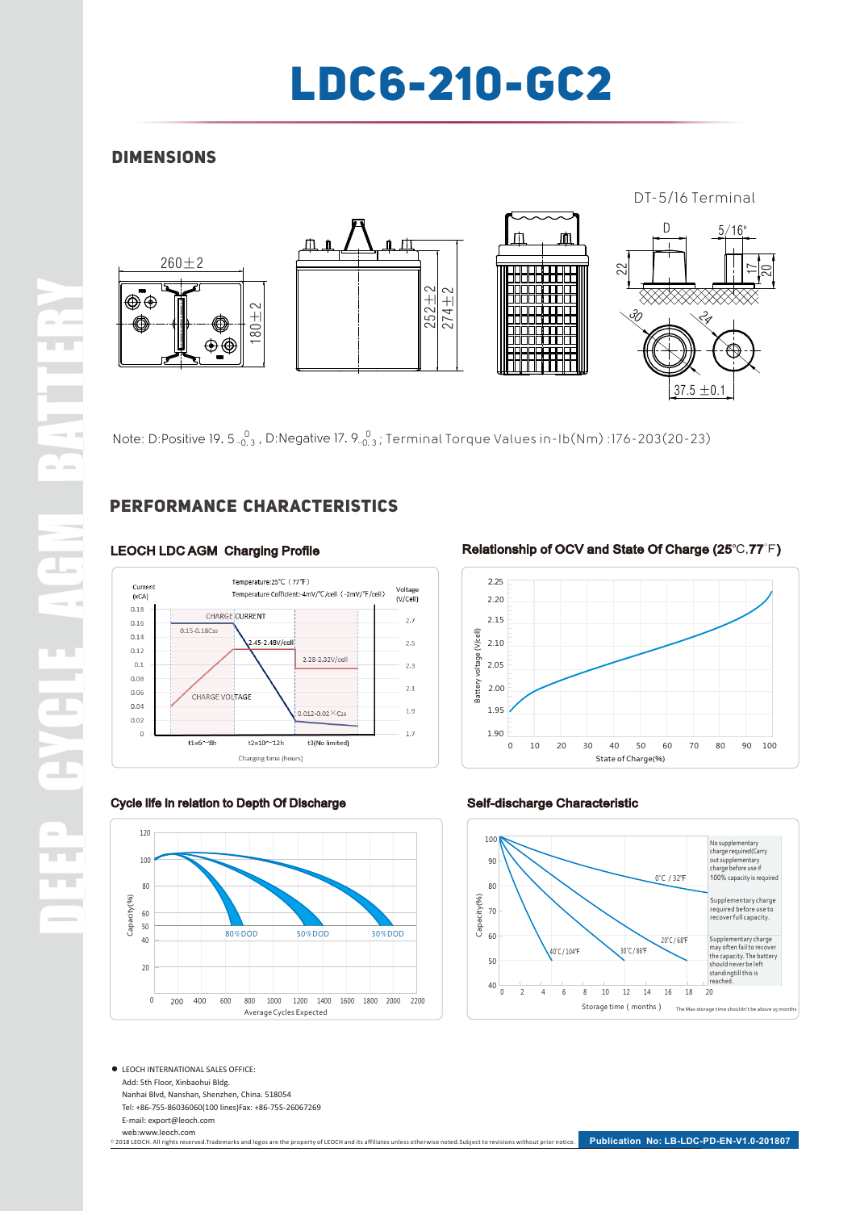# LDC6-210-GC2

DEEP CYCLE AGM BATTERY

## DIMENSIONS

DT-5/16 Terminal

260±2

180±2

252±2

274±2

D

5/16"

22

17

20

30

24

37.5 ±0.1

Note: D:Positive 19. $5_{-0.3}^{0}$ , D:Negative 17. $9_{-0.3}^{0}$ ; Terminal Torque Values in-lb(Nm) :176-203(20-23)

## PERFORMANCE CHARACTERISTICS

### LEOCH LDC AGM Charging Profile

Current (xCA)

Temperature:25°C（77°F）

Temperature Cofficient:-4mV/°C/cell（-2mV/°F/cell）

Voltage (V/Cell)

0.18
0.16
0.14
0.12
0.1
0.08
0.06
0.04
0.02
0

2.7
2.5
2.3
2.1
1.9
1.7

CHARGE CURRENT

0.15-0.18C20

2.45-2.48V/cell

2.28-2.32V/cell

CHARGE VOLTAGE

0.012-0.02×C20

t1=6~8h

t2=10~12h

t3(No limited)

Charging time (hours)

### Relationship of OCV and State Of Charge (25°C,77°F)

Battery voltage (V/cell)

2.25
2.20
2.15
2.10
2.05
2.00
1.95
1.90

0 10 20 30 40 50 60 70 80 90 100

State of Charge(%)

### Cycle life in relation to Depth Of Discharge

Capacity(%)

120
100
80
60
50
40
20
0

200 400 600 800 1000 1200 1400 1600 1800 2000 2200

80%DOD

50%DOD

30%DOD

Average Cycles Expected

### Self-discharge Characteristic

Capacity(%)

100
90
80
70
60
50
40

0 2 4 6 8 10 12 14 16 18 20

0°C / 32°F

20°C / 68°F

30°C / 86°F

40°C / 104°F

Storage time ( months )

No supplementary charge required(Carry out supplementary charge before use if 100% capacity is required

Supplementary charge required before use to recover full capacity.

Supplementary charge may often fail to recover the capacity. The battery should never be left standingtill this is reached.

The Max storage time shouldn't be above 15 months

- LEOCH INTERNATIONAL SALES OFFICE:
  Add: 5th Floor, Xinbaohui Bldg.
  Nanhai Blvd, Nanshan, Shenzhen, China. 518054
  Tel: +86-755-86036060(100 lines)Fax: +86-755-26067269
  E-mail: export@leoch.com
  web:www.leoch.com

© 2018 LEOCH. All rights reserved.Trademarks and logos are the property of LEOCH and its affiliates unless otherwise noted.Subject to revisions without prior notice.

**Publication No: LB-LDC-PD-EN-V1.0-201807**